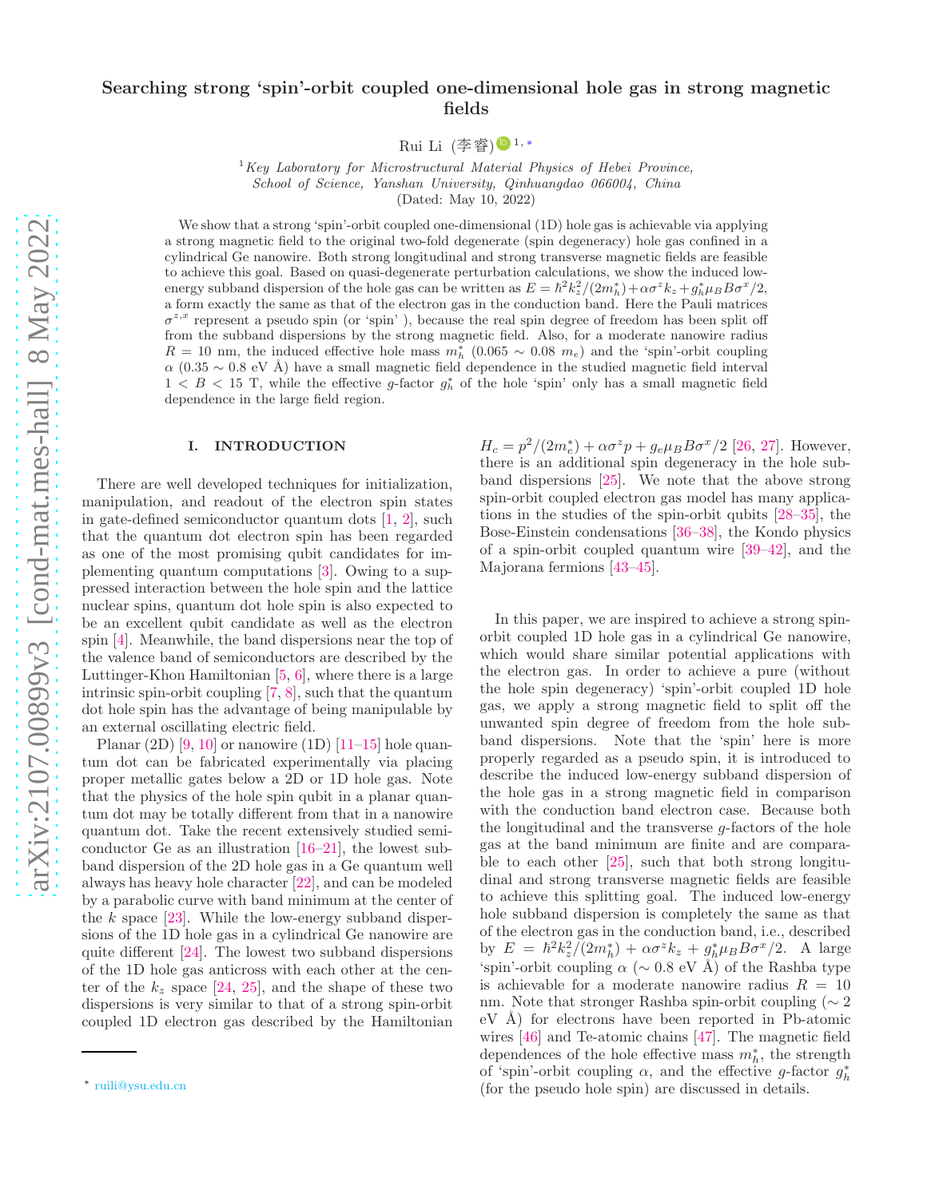# Searching strong 'spin'-orbit coupled one-dimensional hole gas in strong magnetic fields

Rui Li (李睿) [1,*]

[1] *Key Laboratory for Microstructural Material Physics of Hebei Province, School of Science, Yanshan University, Qinhuangdao 066004, China*

(Dated: May 10, 2022)

We show that a strong 'spin'-orbit coupled one-dimensional (1D) hole gas is achievable via applying a strong magnetic field to the original two-fold degenerate (spin degeneracy) hole gas confined in a cylindrical Ge nanowire. Both strong longitudinal and strong transverse magnetic fields are feasible to achieve this goal. Based on quasi-degenerate perturbation calculations, we show the induced low-energy subband dispersion of the hole gas can be written as $E=\hbar^2k_z^2/(2m_h^*)+\alpha\sigma^zk_z+g_h^*\mu_BB\sigma^x/2$, a form exactly the same as that of the electron gas in the conduction band. Here the Pauli matrices $\sigma^{z,x}$ represent a pseudo spin (or 'spin' ), because the real spin degree of freedom has been split off from the subband dispersions by the strong magnetic field. Also, for a moderate nanowire radius $R=10$ nm, the induced effective hole mass $m_h^*$ ($0.065\sim0.08$ $m_e$) and the 'spin'-orbit coupling $\alpha$ ($0.35\sim0.8$ eV Å) have a small magnetic field dependence in the studied magnetic field interval $1<B<15$ T, while the effective $g$-factor $g_h^*$ of the hole 'spin' only has a small magnetic field dependence in the large field region.

## I. INTRODUCTION

There are well developed techniques for initialization, manipulation, and readout of the electron spin states in gate-defined semiconductor quantum dots [1, 2], such that the quantum dot electron spin has been regarded as one of the most promising qubit candidates for implementing quantum computations [3]. Owing to a suppressed interaction between the hole spin and the lattice nuclear spins, quantum dot hole spin is also expected to be an excellent qubit candidate as well as the electron spin [4]. Meanwhile, the band dispersions near the top of the valence band of semiconductors are described by the Luttinger-Khon Hamiltonian [5, 6], where there is a large intrinsic spin-orbit coupling [7, 8], such that the quantum dot hole spin has the advantage of being manipulable by an external oscillating electric field.

Planar (2D) [9, 10] or nanowire (1D) [11–15] hole quantum dot can be fabricated experimentally via placing proper metallic gates below a 2D or 1D hole gas. Note that the physics of the hole spin qubit in a planar quantum dot may be totally different from that in a nanowire quantum dot. Take the recent extensively studied semiconductor Ge as an illustration [16–21], the lowest subband dispersion of the 2D hole gas in a Ge quantum well always has heavy hole character [22], and can be modeled by a parabolic curve with band minimum at the center of the $k$ space [23]. While the low-energy subband dispersions of the 1D hole gas in a cylindrical Ge nanowire are quite different [24]. The lowest two subband dispersions of the 1D hole gas anticross with each other at the center of the $k_z$ space [24, 25], and the shape of these two dispersions is very similar to that of a strong spin-orbit coupled 1D electron gas described by the Hamiltonian $H_c=p^2/(2m_e^*)+\alpha\sigma^zp+g_e\mu_BB\sigma^x/2$ [26, 27]. However, there is an additional spin degeneracy in the hole subband dispersions [25]. We note that the above strong spin-orbit coupled electron gas model has many applications in the studies of the spin-orbit qubits [28–35], the Bose-Einstein condensations [36–38], the Kondo physics of a spin-orbit coupled quantum wire [39–42], and the Majorana fermions [43–45].

In this paper, we are inspired to achieve a strong spin-orbit coupled 1D hole gas in a cylindrical Ge nanowire, which would share similar potential applications with the electron gas. In order to achieve a pure (without the hole spin degeneracy) 'spin'-orbit coupled 1D hole gas, we apply a strong magnetic field to split off the unwanted spin degree of freedom from the hole subband dispersions. Note that the 'spin' here is more properly regarded as a pseudo spin, it is introduced to describe the induced low-energy subband dispersion of the hole gas in a strong magnetic field in comparison with the conduction band electron case. Because both the longitudinal and the transverse $g$-factors of the hole gas at the band minimum are finite and are comparable to each other [25], such that both strong longitudinal and strong transverse magnetic fields are feasible to achieve this splitting goal. The induced low-energy hole subband dispersion is completely the same as that of the electron gas in the conduction band, i.e., described by $E=\hbar^2k_z^2/(2m_h^*)+\alpha\sigma^zk_z+g_h^*\mu_BB\sigma^x/2$. A large 'spin'-orbit coupling $\alpha$ ($\sim0.8$ eV Å) of the Rashba type is achievable for a moderate nanowire radius $R=10$ nm. Note that stronger Rashba spin-orbit coupling ($\sim2$ eV Å) for electrons have been reported in Pb-atomic wires [46] and Te-atomic chains [47]. The magnetic field dependences of the hole effective mass $m_h^*$, the strength of 'spin'-orbit coupling $\alpha$, and the effective $g$-factor $g_h^*$ (for the pseudo hole spin) are discussed in details.

* ruili@ysu.edu.cn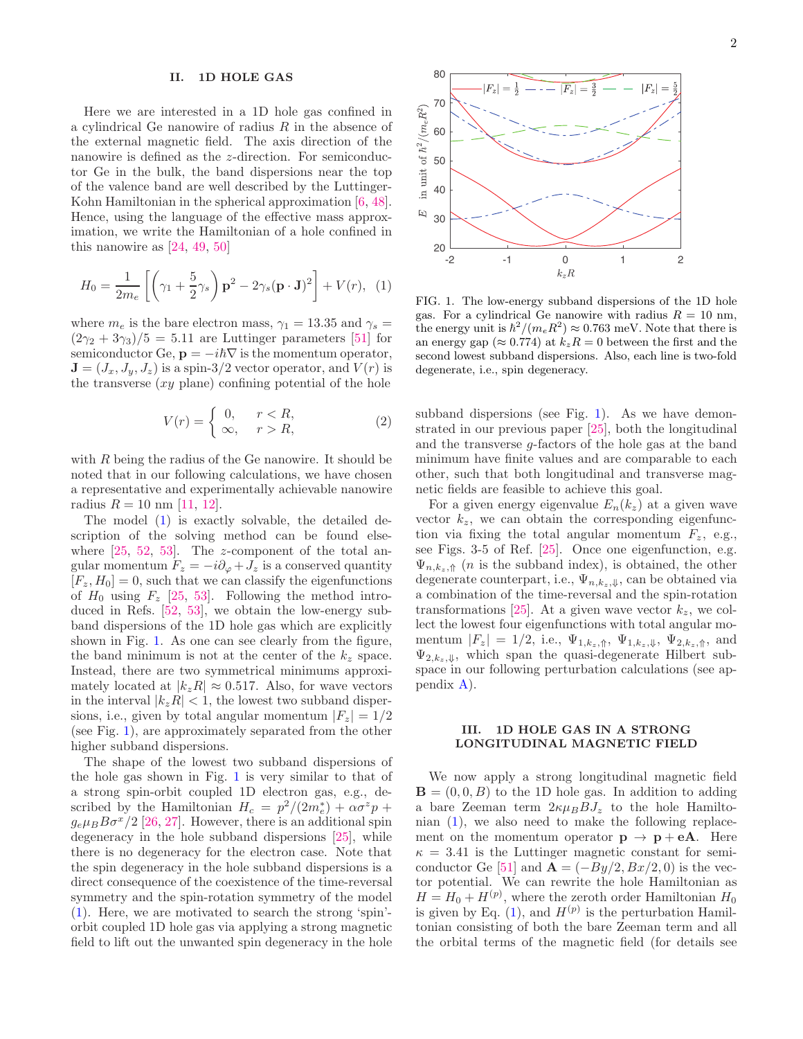## II. 1D HOLE GAS

Here we are interested in a 1D hole gas confined in a cylindrical Ge nanowire of radius $R$ in the absence of the external magnetic field. The axis direction of the nanowire is defined as the $z$-direction. For semiconductor Ge in the bulk, the band dispersions near the top of the valence band are well described by the Luttinger-Kohn Hamiltonian in the spherical approximation [6, 48]. Hence, using the language of the effective mass approximation, we write the Hamiltonian of a hole confined in this nanowire as [24, 49, 50]

$$H_0 = \frac{1}{2m_e}\left[\left(\gamma_1 + \frac{5}{2}\gamma_s\right)\mathbf{p}^2 - 2\gamma_s(\mathbf{p}\cdot\mathbf{J})^2\right] + V(r), \quad (1)$$

where $m_e$ is the bare electron mass, $\gamma_1 = 13.35$ and $\gamma_s = (2\gamma_2 + 3\gamma_3)/5 = 5.11$ are Luttinger parameters [51] for semiconductor Ge, $\mathbf{p} = -i\hbar\nabla$ is the momentum operator, $\mathbf{J} = (J_x, J_y, J_z)$ is a spin-3/2 vector operator, and $V(r)$ is the transverse ($xy$ plane) confining potential of the hole

$$V(r) = \begin{cases} 0, & r < R, \\ \infty, & r > R, \end{cases} \quad (2)$$

with $R$ being the radius of the Ge nanowire. It should be noted that in our following calculations, we have chosen a representative and experimentally achievable nanowire radius $R = 10$ nm [11, 12].

The model (1) is exactly solvable, the detailed description of the solving method can be found elsewhere [25, 52, 53]. The $z$-component of the total angular momentum $F_z = -i\partial_\varphi + J_z$ is a conserved quantity $[F_z, H_0] = 0$, such that we can classify the eigenfunctions of $H_0$ using $F_z$ [25, 53]. Following the method introduced in Refs. [52, 53], we obtain the low-energy subband dispersions of the 1D hole gas which are explicitly shown in Fig. 1. As one can see clearly from the figure, the band minimum is not at the center of the $k_z$ space. Instead, there are two symmetrical minimums approximately located at $|k_zR| \approx 0.517$. Also, for wave vectors in the interval $|k_zR| < 1$, the lowest two subband dispersions, i.e., given by total angular momentum $|F_z| = 1/2$ (see Fig. 1), are approximately separated from the other higher subband dispersions.

The shape of the lowest two subband dispersions of the hole gas shown in Fig. 1 is very similar to that of a strong spin-orbit coupled 1D electron gas, e.g., described by the Hamiltonian $H_c = p^2/(2m_e^*) + \alpha\sigma^z p + g_e\mu_B B\sigma^x/2$ [26, 27]. However, there is an additional spin degeneracy in the hole subband dispersions [25], while there is no degeneracy for the electron case. Note that the spin degeneracy in the hole subband dispersions is a direct consequence of the coexistence of the time-reversal symmetry and the spin-rotation symmetry of the model (1). Here, we are motivated to search the strong 'spin'-orbit coupled 1D hole gas via applying a strong magnetic field to lift out the unwanted spin degeneracy in the hole subband dispersions (see Fig. 1). As we have demonstrated in our previous paper [25], both the longitudinal and the transverse $g$-factors of the hole gas at the band minimum have finite values and are comparable to each other, such that both longitudinal and transverse magnetic fields are feasible to achieve this goal.

FIG. 1. The low-energy subband dispersions of the 1D hole gas. For a cylindrical Ge nanowire with radius $R = 10$ nm, the energy unit is $\hbar^2/(m_eR^2) \approx 0.763$ meV. Note that there is an energy gap ($\approx 0.774$) at $k_zR = 0$ between the first and the second lowest subband dispersions. Also, each line is two-fold degenerate, i.e., spin degeneracy.

For a given energy eigenvalue $E_n(k_z)$ at a given wave vector $k_z$, we can obtain the corresponding eigenfunction via fixing the total angular momentum $F_z$, e.g., see Figs. 3-5 of Ref. [25]. Once one eigenfunction, e.g. $\Psi_{n,k_z,\Uparrow}$ ($n$ is the subband index), is obtained, the other degenerate counterpart, i.e., $\Psi_{n,k_z,\Downarrow}$, can be obtained via a combination of the time-reversal and the spin-rotation transformations [25]. At a given wave vector $k_z$, we collect the lowest four eigenfunctions with total angular momentum $|F_z| = 1/2$, i.e., $\Psi_{1,k_z,\Uparrow}$, $\Psi_{1,k_z,\Downarrow}$, $\Psi_{2,k_z,\Uparrow}$, and $\Psi_{2,k_z,\Downarrow}$, which span the quasi-degenerate Hilbert subspace in our following perturbation calculations (see appendix A).

## III. 1D HOLE GAS IN A STRONG LONGITUDINAL MAGNETIC FIELD

We now apply a strong longitudinal magnetic field $\mathbf{B} = (0, 0, B)$ to the 1D hole gas. In addition to adding a bare Zeeman term $2\kappa\mu_B BJ_z$ to the hole Hamiltonian (1), we also need to make the following replacement on the momentum operator $\mathbf{p} \to \mathbf{p} + e\mathbf{A}$. Here $\kappa = 3.41$ is the Luttinger magnetic constant for semiconductor Ge [51] and $\mathbf{A} = (-By/2, Bx/2, 0)$ is the vector potential. We can rewrite the hole Hamiltonian as $H = H_0 + H^{(p)}$, where the zeroth order Hamiltonian $H_0$ is given by Eq. (1), and $H^{(p)}$ is the perturbation Hamiltonian consisting of both the bare Zeeman term and all the orbital terms of the magnetic field (for details see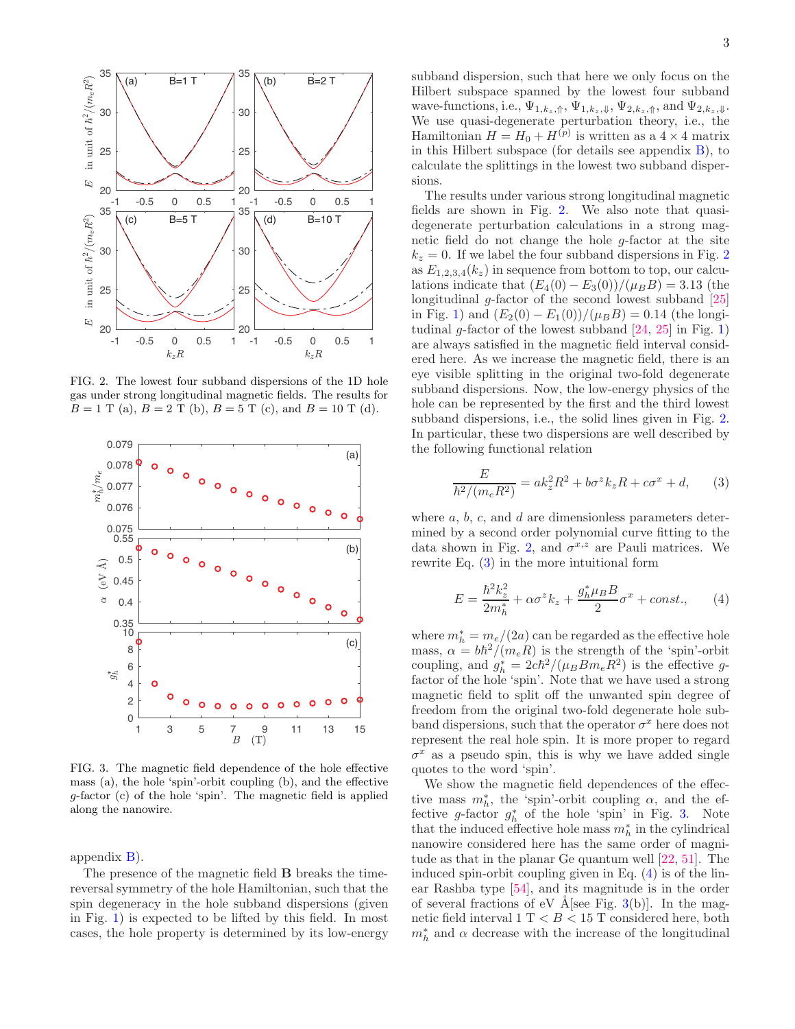FIG. 2. The lowest four subband dispersions of the 1D hole gas under strong longitudinal magnetic fields. The results for $B = 1$ T (a), $B = 2$ T (b), $B = 5$ T (c), and $B = 10$ T (d).

FIG. 3. The magnetic field dependence of the hole effective mass (a), the hole 'spin'-orbit coupling (b), and the effective $g$-factor (c) of the hole 'spin'. The magnetic field is applied along the nanowire.

appendix B).

The presence of the magnetic field $\mathbf{B}$ breaks the time-reversal symmetry of the hole Hamiltonian, such that the spin degeneracy in the hole subband dispersions (given in Fig. 1) is expected to be lifted by this field. In most cases, the hole property is determined by its low-energy subband dispersion, such that here we only focus on the Hilbert subspace spanned by the lowest four subband wave-functions, i.e., $\Psi_{1,k_z,\Uparrow}$, $\Psi_{1,k_z,\Downarrow}$, $\Psi_{2,k_z,\Uparrow}$, and $\Psi_{2,k_z,\Downarrow}$. We use quasi-degenerate perturbation theory, i.e., the Hamiltonian $H = H_0 + H^{(p)}$ is written as a $4\times 4$ matrix in this Hilbert subspace (for details see appendix B), to calculate the splittings in the lowest two subband dispersions.

The results under various strong longitudinal magnetic fields are shown in Fig. 2. We also note that quasi-degenerate perturbation calculations in a strong magnetic field do not change the hole $g$-factor at the site $k_z = 0$. If we label the four subband dispersions in Fig. 2 as $E_{1,2,3,4}(k_z)$ in sequence from bottom to top, our calculations indicate that $(E_4(0) - E_3(0))/(\mu_B B) = 3.13$ (the longitudinal $g$-factor of the second lowest subband [25] in Fig. 1) and $(E_2(0) - E_1(0))/(\mu_B B) = 0.14$ (the longitudinal $g$-factor of the lowest subband [24, 25] in Fig. 1) are always satisfied in the magnetic field interval considered here. As we increase the magnetic field, there is an eye visible splitting in the original two-fold degenerate subband dispersions. Now, the low-energy physics of the hole can be represented by the first and the third lowest subband dispersions, i.e., the solid lines given in Fig. 2. In particular, these two dispersions are well described by the following functional relation

$$\frac{E}{\hbar^2/(m_e R^2)} = a k_z^2 R^2 + b\sigma^z k_z R + c\sigma^x + d, \tag{3}$$

where $a$, $b$, $c$, and $d$ are dimensionless parameters determined by a second order polynomial curve fitting to the data shown in Fig. 2, and $\sigma^{x,z}$ are Pauli matrices. We rewrite Eq. (3) in the more intuitional form

$$E = \frac{\hbar^2 k_z^2}{2m_h^*} + \alpha\sigma^z k_z + \frac{g_h^* \mu_B B}{2}\sigma^x + const., \tag{4}$$

where $m_h^* = m_e/(2a)$ can be regarded as the effective hole mass, $\alpha = b\hbar^2/(m_e R)$ is the strength of the 'spin'-orbit coupling, and $g_h^* = 2c\hbar^2/(\mu_B B m_e R^2)$ is the effective $g$-factor of the hole 'spin'. Note that we have used a strong magnetic field to split off the unwanted spin degree of freedom from the original two-fold degenerate hole subband dispersions, such that the operator $\sigma^x$ here does not represent the real hole spin. It is more proper to regard $\sigma^x$ as a pseudo spin, this is why we have added single quotes to the word 'spin'.

We show the magnetic field dependences of the effective mass $m_h^*$, the 'spin'-orbit coupling $\alpha$, and the effective $g$-factor $g_h^*$ of the hole 'spin' in Fig. 3. Note that the induced effective hole mass $m_h^*$ in the cylindrical nanowire considered here has the same order of magnitude as that in the planar Ge quantum well [22, 51]. The induced spin-orbit coupling given in Eq. (4) is of the linear Rashba type [54], and its magnitude is in the order of several fractions of eV Å[see Fig. 3(b)]. In the magnetic field interval 1 T $< B <$ 15 T considered here, both $m_h^*$ and $\alpha$ decrease with the increase of the longitudinal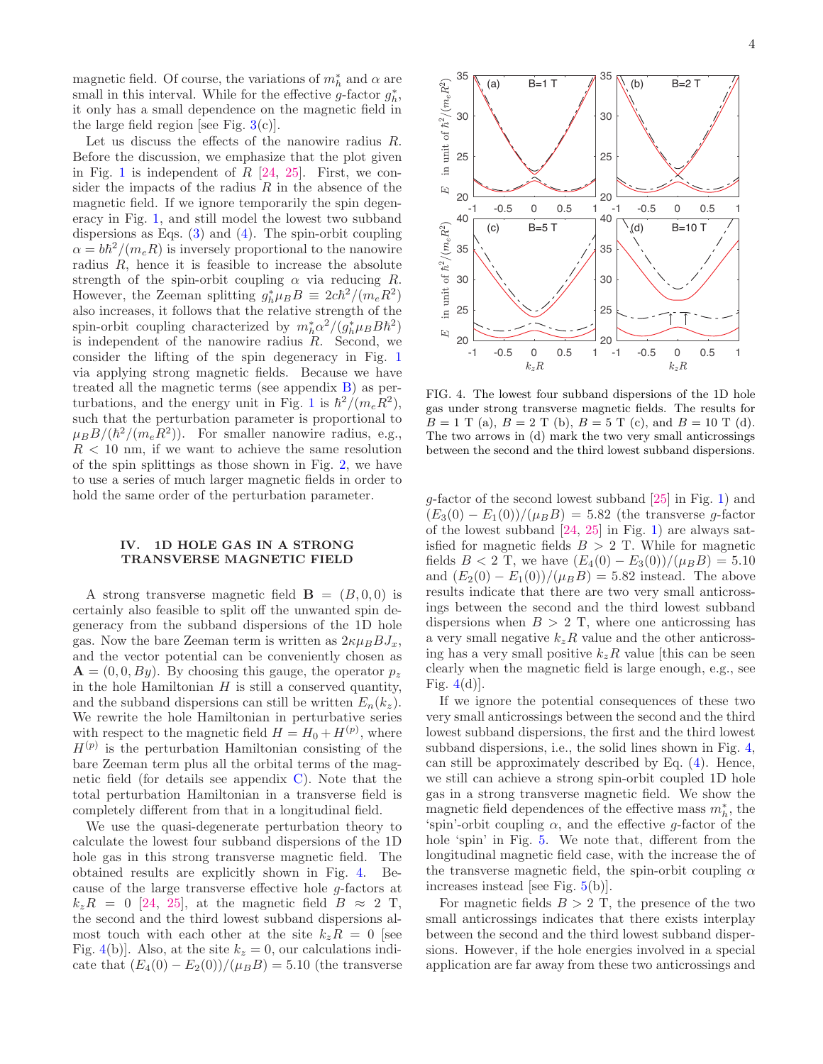magnetic field. Of course, the variations of $m_h^*$ and $\alpha$ are small in this interval. While for the effective $g$-factor $g_h^*$, it only has a small dependence on the magnetic field in the large field region [see Fig. 3(c)].

Let us discuss the effects of the nanowire radius $R$. Before the discussion, we emphasize that the plot given in Fig. 1 is independent of $R$ [24, 25]. First, we consider the impacts of the radius $R$ in the absence of the magnetic field. If we ignore temporarily the spin degeneracy in Fig. 1, and still model the lowest two subband dispersions as Eqs. (3) and (4). The spin-orbit coupling $\alpha = b\hbar^2/(m_e R)$ is inversely proportional to the nanowire radius $R$, hence it is feasible to increase the absolute strength of the spin-orbit coupling $\alpha$ via reducing $R$. However, the Zeeman splitting $g_h^*\mu_B B \equiv 2c\hbar^2/(m_e R^2)$ also increases, it follows that the relative strength of the spin-orbit coupling characterized by $m_h^*\alpha^2/(g_h^*\mu_B B\hbar^2)$ is independent of the nanowire radius $R$. Second, we consider the lifting of the spin degeneracy in Fig. 1 via applying strong magnetic fields. Because we have treated all the magnetic terms (see appendix B) as perturbations, and the energy unit in Fig. 1 is $\hbar^2/(m_e R^2)$, such that the perturbation parameter is proportional to $\mu_B B/(\hbar^2/(m_e R^2))$. For smaller nanowire radius, e.g., $R < 10$ nm, if we want to achieve the same resolution of the spin splittings as those shown in Fig. 2, we have to use a series of much larger magnetic fields in order to hold the same order of the perturbation parameter.

## IV. 1D HOLE GAS IN A STRONG TRANSVERSE MAGNETIC FIELD

A strong transverse magnetic field $\mathbf{B} = (B, 0, 0)$ is certainly also feasible to split off the unwanted spin degeneracy from the subband dispersions of the 1D hole gas. Now the bare Zeeman term is written as $2\kappa\mu_B B J_x$, and the vector potential can be conveniently chosen as $\mathbf{A} = (0, 0, By)$. By choosing this gauge, the operator $p_z$ in the hole Hamiltonian $H$ is still a conserved quantity, and the subband dispersions can still be written $E_n(k_z)$. We rewrite the hole Hamiltonian in perturbative series with respect to the magnetic field $H = H_0 + H^{(p)}$, where $H^{(p)}$ is the perturbation Hamiltonian consisting of the bare Zeeman term plus all the orbital terms of the magnetic field (for details see appendix C). Note that the total perturbation Hamiltonian in a transverse field is completely different from that in a longitudinal field.

We use the quasi-degenerate perturbation theory to calculate the lowest four subband dispersions of the 1D hole gas in this strong transverse magnetic field. The obtained results are explicitly shown in Fig. 4. Because of the large transverse effective hole $g$-factors at $k_z R = 0$ [24, 25], at the magnetic field $B \approx 2$ T, the second and the third lowest subband dispersions almost touch with each other at the site $k_z R = 0$ [see Fig. 4(b)]. Also, at the site $k_z = 0$, our calculations indicate that $(E_4(0) - E_2(0))/(\mu_B B) = 5.10$ (the transverse $g$-factor of the second lowest subband [25] in Fig. 1) and $(E_3(0) - E_1(0))/(\mu_B B) = 5.82$ (the transverse $g$-factor of the lowest subband [24, 25] in Fig. 1) are always satisfied for magnetic fields $B > 2$ T. While for magnetic fields $B < 2$ T, we have $(E_4(0) - E_3(0))/(\mu_B B) = 5.10$ and $(E_2(0) - E_1(0))/(\mu_B B) = 5.82$ instead. The above results indicate that there are two very small anticrossings between the second and the third lowest subband dispersions when $B > 2$ T, where one anticrossing has a very small negative $k_z R$ value and the other anticrossing has a very small positive $k_z R$ value [this can be seen clearly when the magnetic field is large enough, e.g., see Fig. 4(d)].

FIG. 4. The lowest four subband dispersions of the 1D hole gas under strong transverse magnetic fields. The results for $B = 1$ T (a), $B = 2$ T (b), $B = 5$ T (c), and $B = 10$ T (d). The two arrows in (d) mark the two very small anticrossings between the second and the third lowest subband dispersions.

If we ignore the potential consequences of these two very small anticrossings between the second and the third lowest subband dispersions, the first and the third lowest subband dispersions, i.e., the solid lines shown in Fig. 4, can still be approximately described by Eq. (4). Hence, we still can achieve a strong spin-orbit coupled 1D hole gas in a strong transverse magnetic field. We show the magnetic field dependences of the effective mass $m_h^*$, the 'spin'-orbit coupling $\alpha$, and the effective $g$-factor of the hole 'spin' in Fig. 5. We note that, different from the longitudinal magnetic field case, with the increase the of the transverse magnetic field, the spin-orbit coupling $\alpha$ increases instead [see Fig. 5(b)].

For magnetic fields $B > 2$ T, the presence of the two small anticrossings indicates that there exists interplay between the second and the third lowest subband dispersions. However, if the hole energies involved in a special application are far away from these two anticrossings and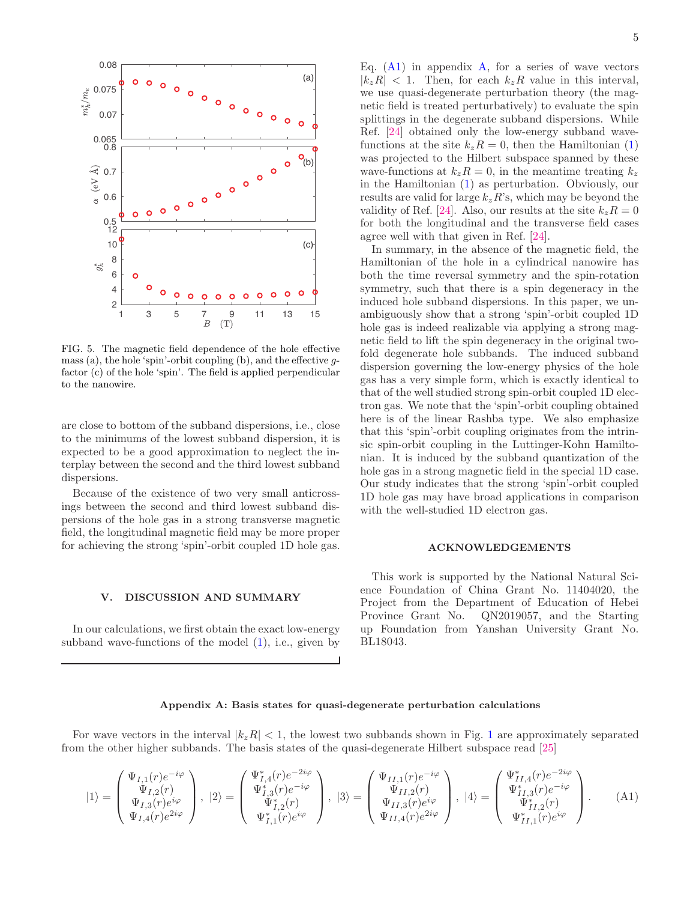FIG. 5. The magnetic field dependence of the hole effective mass (a), the hole 'spin'-orbit coupling (b), and the effective $g$-factor (c) of the hole 'spin'. The field is applied perpendicular to the nanowire.

are close to bottom of the subband dispersions, i.e., close to the minimums of the lowest subband dispersion, it is expected to be a good approximation to neglect the interplay between the second and the third lowest subband dispersions.

Because of the existence of two very small anticrossings between the second and third lowest subband dispersions of the hole gas in a strong transverse magnetic field, the longitudinal magnetic field may be more proper for achieving the strong 'spin'-orbit coupled 1D hole gas.

## V. DISCUSSION AND SUMMARY

In our calculations, we first obtain the exact low-energy subband wave-functions of the model (1), i.e., given by Eq. (A1) in appendix A, for a series of wave vectors $|k_zR| < 1$. Then, for each $k_zR$ value in this interval, we use quasi-degenerate perturbation theory (the magnetic field is treated perturbatively) to evaluate the spin splittings in the degenerate subband dispersions. While Ref. [24] obtained only the low-energy subband wave-functions at the site $k_zR = 0$, then the Hamiltonian (1) was projected to the Hilbert subspace spanned by these wave-functions at $k_zR = 0$, in the meantime treating $k_z$ in the Hamiltonian (1) as perturbation. Obviously, our results are valid for large $k_zR$'s, which may be beyond the validity of Ref. [24]. Also, our results at the site $k_zR = 0$ for both the longitudinal and the transverse field cases agree well with that given in Ref. [24].

In summary, in the absence of the magnetic field, the Hamiltonian of the hole in a cylindrical nanowire has both the time reversal symmetry and the spin-rotation symmetry, such that there is a spin degeneracy in the induced hole subband dispersions. In this paper, we unambiguously show that a strong 'spin'-orbit coupled 1D hole gas is indeed realizable via applying a strong magnetic field to lift the spin degeneracy in the original two-fold degenerate hole subbands. The induced subband dispersion governing the low-energy physics of the hole gas has a very simple form, which is exactly identical to that of the well studied strong spin-orbit coupled 1D electron gas. We note that the 'spin'-orbit coupling obtained here is of the linear Rashba type. We also emphasize that this 'spin'-orbit coupling originates from the intrinsic spin-orbit coupling in the Luttinger-Kohn Hamiltonian. It is induced by the subband quantization of the hole gas in a strong magnetic field in the special 1D case. Our study indicates that the strong 'spin'-orbit coupled 1D hole gas may have broad applications in comparison with the well-studied 1D electron gas.

## ACKNOWLEDGEMENTS

This work is supported by the National Natural Science Foundation of China Grant No. 11404020, the Project from the Department of Education of Hebei Province Grant No. QN2019057, and the Starting up Foundation from Yanshan University Grant No. BL18043.

## Appendix A: Basis states for quasi-degenerate perturbation calculations

For wave vectors in the interval $|k_zR| < 1$, the lowest two subbands shown in Fig. 1 are approximately separated from the other higher subbands. The basis states of the quasi-degenerate Hilbert subspace read [25]

$$|1\rangle = \begin{pmatrix} \Psi_{I,1}(r)e^{-i\varphi} \\ \Psi_{I,2}(r) \\ \Psi_{I,3}(r)e^{i\varphi} \\ \Psi_{I,4}(r)e^{2i\varphi} \end{pmatrix}, \ |2\rangle = \begin{pmatrix} \Psi^{*}_{I,4}(r)e^{-2i\varphi} \\ \Psi^{*}_{I,3}(r)e^{-i\varphi} \\ \Psi^{*}_{I,2}(r) \\ \Psi^{*}_{I,1}(r)e^{i\varphi} \end{pmatrix}, \ |3\rangle = \begin{pmatrix} \Psi_{II,1}(r)e^{-i\varphi} \\ \Psi_{II,2}(r) \\ \Psi_{II,3}(r)e^{i\varphi} \\ \Psi_{II,4}(r)e^{2i\varphi} \end{pmatrix}, \ |4\rangle = \begin{pmatrix} \Psi^{*}_{II,4}(r)e^{-2i\varphi} \\ \Psi^{*}_{II,3}(r)e^{-i\varphi} \\ \Psi^{*}_{II,2}(r) \\ \Psi^{*}_{II,1}(r)e^{i\varphi} \end{pmatrix}. \tag{A1}$$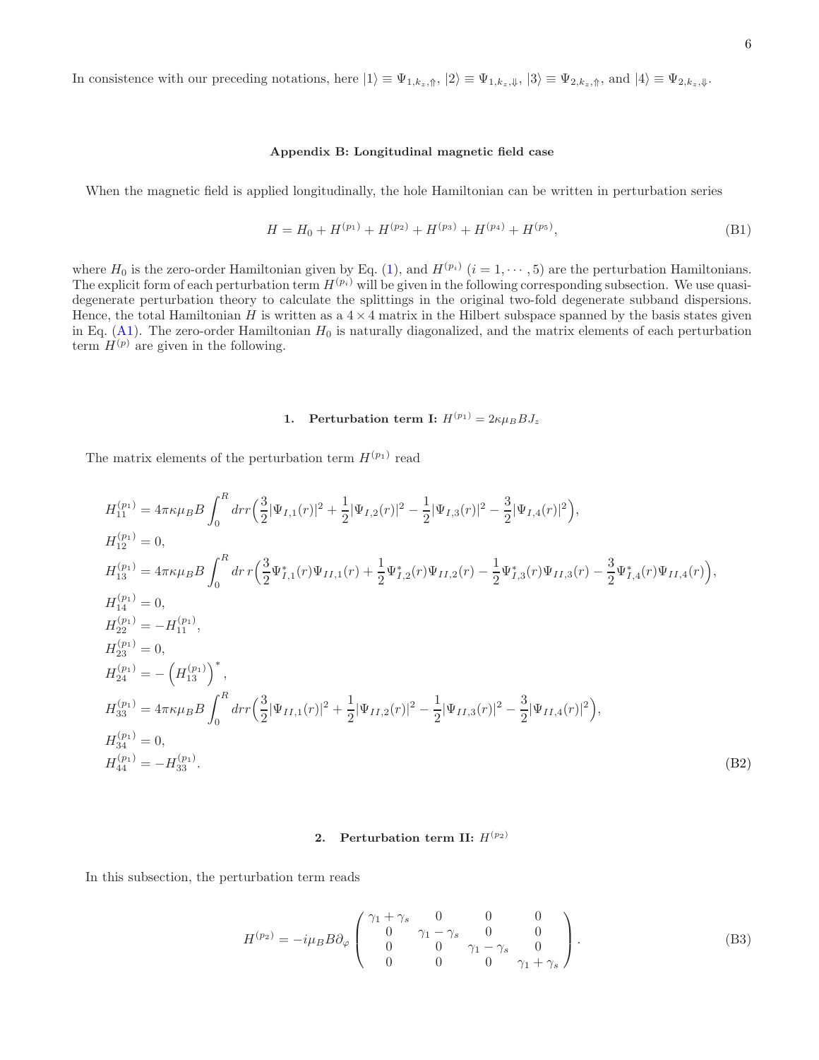In consistence with our preceding notations, here $|1\rangle \equiv \Psi_{1,k_z,\Uparrow}$, $|2\rangle \equiv \Psi_{1,k_z,\Downarrow}$, $|3\rangle \equiv \Psi_{2,k_z,\Uparrow}$, and $|4\rangle \equiv \Psi_{2,k_z,\Downarrow}$.

## Appendix B: Longitudinal magnetic field case

When the magnetic field is applied longitudinally, the hole Hamiltonian can be written in perturbation series

$$H = H_0 + H^{(p_1)} + H^{(p_2)} + H^{(p_3)} + H^{(p_4)} + H^{(p_5)}, \tag{B1}$$

where $H_0$ is the zero-order Hamiltonian given by Eq. (1), and $H^{(p_i)}$ $(i = 1, \cdots, 5)$ are the perturbation Hamiltonians. The explicit form of each perturbation term $H^{(p_i)}$ will be given in the following corresponding subsection. We use quasi-degenerate perturbation theory to calculate the splittings in the original two-fold degenerate subband dispersions. Hence, the total Hamiltonian $H$ is written as a $4 \times 4$ matrix in the Hilbert subspace spanned by the basis states given in Eq. (A1). The zero-order Hamiltonian $H_0$ is naturally diagonalized, and the matrix elements of each perturbation term $H^{(p)}$ are given in the following.

### 1. Perturbation term I: $H^{(p_1)} = 2\kappa\mu_B B J_z$

The matrix elements of the perturbation term $H^{(p_1)}$ read

$$\begin{aligned}
&H^{(p_1)}_{11} = 4\pi\kappa\mu_B B \int_0^R dr r\Big(\frac{3}{2}|\Psi_{I,1}(r)|^2 + \frac{1}{2}|\Psi_{I,2}(r)|^2 - \frac{1}{2}|\Psi_{I,3}(r)|^2 - \frac{3}{2}|\Psi_{I,4}(r)|^2\Big),\\
&H^{(p_1)}_{12} = 0,\\
&H^{(p_1)}_{13} = 4\pi\kappa\mu_B B \int_0^R dr\, r\Big(\frac{3}{2}\Psi^*_{I,1}(r)\Psi_{II,1}(r) + \frac{1}{2}\Psi^*_{I,2}(r)\Psi_{II,2}(r) - \frac{1}{2}\Psi^*_{I,3}(r)\Psi_{II,3}(r) - \frac{3}{2}\Psi^*_{I,4}(r)\Psi_{II,4}(r)\Big),\\
&H^{(p_1)}_{14} = 0,\\
&H^{(p_1)}_{22} = -H^{(p_1)}_{11},\\
&H^{(p_1)}_{23} = 0,\\
&H^{(p_1)}_{24} = -\left(H^{(p_1)}_{13}\right)^*,\\
&H^{(p_1)}_{33} = 4\pi\kappa\mu_B B \int_0^R dr r\Big(\frac{3}{2}|\Psi_{II,1}(r)|^2 + \frac{1}{2}|\Psi_{II,2}(r)|^2 - \frac{1}{2}|\Psi_{II,3}(r)|^2 - \frac{3}{2}|\Psi_{II,4}(r)|^2\Big),\\
&H^{(p_1)}_{34} = 0,\\
&H^{(p_1)}_{44} = -H^{(p_1)}_{33}.
\end{aligned} \tag{B2}$$

### 2. Perturbation term II: $H^{(p_2)}$

In this subsection, the perturbation term reads

$$H^{(p_2)} = -i\mu_B B\partial_\varphi \begin{pmatrix} \gamma_1+\gamma_s & 0 & 0 & 0 \\ 0 & \gamma_1-\gamma_s & 0 & 0 \\ 0 & 0 & \gamma_1-\gamma_s & 0 \\ 0 & 0 & 0 & \gamma_1+\gamma_s \end{pmatrix}. \tag{B3}$$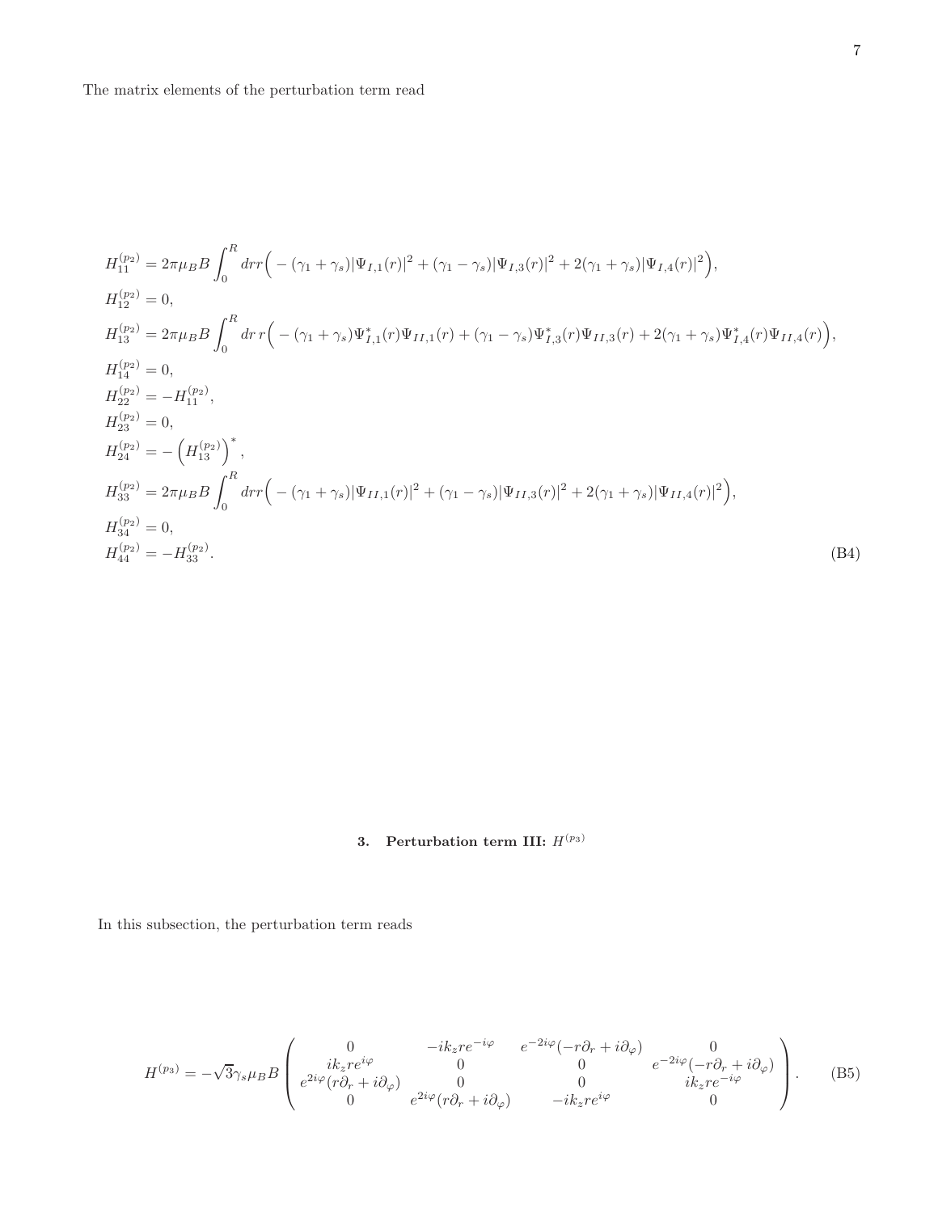The matrix elements of the perturbation term read

$$
\begin{aligned}
H_{11}^{(p_2)} &= 2\pi\mu_B B \int_0^R dr r\Big( -(\gamma_1+\gamma_s)|\Psi_{I,1}(r)|^2 + (\gamma_1-\gamma_s)|\Psi_{I,3}(r)|^2 + 2(\gamma_1+\gamma_s)|\Psi_{I,4}(r)|^2\Big),\\
H_{12}^{(p_2)} &= 0,\\
H_{13}^{(p_2)} &= 2\pi\mu_B B \int_0^R dr\, r\Big( -(\gamma_1+\gamma_s)\Psi_{I,1}^*(r)\Psi_{II,1}(r) + (\gamma_1-\gamma_s)\Psi_{I,3}^*(r)\Psi_{II,3}(r) + 2(\gamma_1+\gamma_s)\Psi_{I,4}^*(r)\Psi_{II,4}(r)\Big),\\
H_{14}^{(p_2)} &= 0,\\
H_{22}^{(p_2)} &= -H_{11}^{(p_2)},\\
H_{23}^{(p_2)} &= 0,\\
H_{24}^{(p_2)} &= -\left(H_{13}^{(p_2)}\right)^*,\\
H_{33}^{(p_2)} &= 2\pi\mu_B B \int_0^R dr r\Big( -(\gamma_1+\gamma_s)|\Psi_{II,1}(r)|^2 + (\gamma_1-\gamma_s)|\Psi_{II,3}(r)|^2 + 2(\gamma_1+\gamma_s)|\Psi_{II,4}(r)|^2\Big),\\
H_{34}^{(p_2)} &= 0,\\
H_{44}^{(p_2)} &= -H_{33}^{(p_2)}.
\end{aligned}
\tag{B4}
$$

### 3. Perturbation term III: $H^{(p_3)}$

In this subsection, the perturbation term reads

$$
H^{(p_3)} = -\sqrt{3}\gamma_s\mu_B B \begin{pmatrix} 0 & -ik_z r e^{-i\varphi} & e^{-2i\varphi}(-r\partial_r + i\partial_\varphi) & 0 \\ ik_z r e^{i\varphi} & 0 & 0 & e^{-2i\varphi}(-r\partial_r + i\partial_\varphi) \\ e^{2i\varphi}(r\partial_r + i\partial_\varphi) & 0 & 0 & ik_z r e^{-i\varphi} \\ 0 & e^{2i\varphi}(r\partial_r + i\partial_\varphi) & -ik_z r e^{i\varphi} & 0 \end{pmatrix}.
\tag{B5}
$$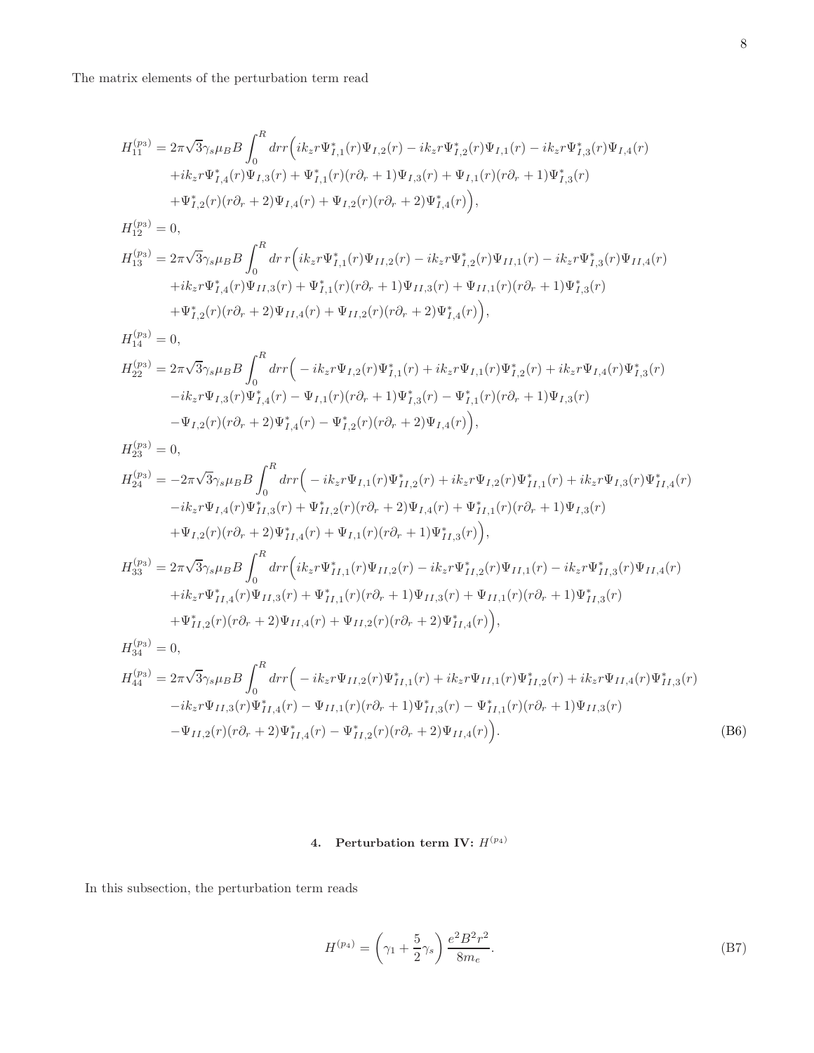The matrix elements of the perturbation term read

$$
\begin{aligned}
H_{11}^{(p_3)} =& 2\pi\sqrt{3}\gamma_s\mu_B B\int_0^R drr\Big(ik_zr\Psi_{I,1}^*(r)\Psi_{I,2}(r) - ik_zr\Psi_{I,2}^*(r)\Psi_{I,1}(r) - ik_zr\Psi_{I,3}^*(r)\Psi_{I,4}(r) \\
&+ik_zr\Psi_{I,4}^*(r)\Psi_{I,3}(r) + \Psi_{I,1}^*(r)(r\partial_r+1)\Psi_{I,3}(r) + \Psi_{I,1}(r)(r\partial_r+1)\Psi_{I,3}^*(r) \\
&+\Psi_{I,2}^*(r)(r\partial_r+2)\Psi_{I,4}(r) + \Psi_{I,2}(r)(r\partial_r+2)\Psi_{I,4}^*(r)\Big), \\
H_{12}^{(p_3)} =& 0, \\
H_{13}^{(p_3)} =& 2\pi\sqrt{3}\gamma_s\mu_B B\int_0^R dr\, r\Big(ik_zr\Psi_{I,1}^*(r)\Psi_{II,2}(r) - ik_zr\Psi_{I,2}^*(r)\Psi_{II,1}(r) - ik_zr\Psi_{I,3}^*(r)\Psi_{II,4}(r) \\
&+ik_zr\Psi_{I,4}^*(r)\Psi_{II,3}(r) + \Psi_{I,1}^*(r)(r\partial_r+1)\Psi_{II,3}(r) + \Psi_{II,1}(r)(r\partial_r+1)\Psi_{I,3}^*(r) \\
&+\Psi_{I,2}^*(r)(r\partial_r+2)\Psi_{II,4}(r) + \Psi_{II,2}(r)(r\partial_r+2)\Psi_{I,4}^*(r)\Big), \\
H_{14}^{(p_3)} =& 0, \\
H_{22}^{(p_3)} =& 2\pi\sqrt{3}\gamma_s\mu_B B\int_0^R drr\Big(-ik_zr\Psi_{I,2}(r)\Psi_{I,1}^*(r) + ik_zr\Psi_{I,1}(r)\Psi_{I,2}^*(r) + ik_zr\Psi_{I,4}(r)\Psi_{I,3}^*(r) \\
&-ik_zr\Psi_{I,3}(r)\Psi_{I,4}^*(r) - \Psi_{I,1}(r)(r\partial_r+1)\Psi_{I,3}^*(r) - \Psi_{I,1}^*(r)(r\partial_r+1)\Psi_{I,3}(r) \\
&-\Psi_{I,2}(r)(r\partial_r+2)\Psi_{I,4}^*(r) - \Psi_{I,2}^*(r)(r\partial_r+2)\Psi_{I,4}(r)\Big), \\
H_{23}^{(p_3)} =& 0, \\
H_{24}^{(p_3)} =& -2\pi\sqrt{3}\gamma_s\mu_B B\int_0^R drr\Big(-ik_zr\Psi_{I,1}(r)\Psi_{II,2}^*(r) + ik_zr\Psi_{I,2}(r)\Psi_{II,1}^*(r) + ik_zr\Psi_{I,3}(r)\Psi_{II,4}^*(r) \\
&-ik_zr\Psi_{I,4}(r)\Psi_{II,3}^*(r) + \Psi_{II,2}^*(r)(r\partial_r+2)\Psi_{I,4}(r) + \Psi_{II,1}^*(r)(r\partial_r+1)\Psi_{I,3}(r) \\
&+\Psi_{I,2}(r)(r\partial_r+2)\Psi_{II,4}^*(r) + \Psi_{I,1}(r)(r\partial_r+1)\Psi_{II,3}^*(r)\Big), \\
H_{33}^{(p_3)} =& 2\pi\sqrt{3}\gamma_s\mu_B B\int_0^R drr\Big(ik_zr\Psi_{II,1}^*(r)\Psi_{II,2}(r) - ik_zr\Psi_{II,2}^*(r)\Psi_{II,1}(r) - ik_zr\Psi_{II,3}^*(r)\Psi_{II,4}(r) \\
&+ik_zr\Psi_{II,4}^*(r)\Psi_{II,3}(r) + \Psi_{II,1}^*(r)(r\partial_r+1)\Psi_{II,3}(r) + \Psi_{II,1}(r)(r\partial_r+1)\Psi_{II,3}^*(r) \\
&+\Psi_{II,2}^*(r)(r\partial_r+2)\Psi_{II,4}(r) + \Psi_{II,2}(r)(r\partial_r+2)\Psi_{II,4}^*(r)\Big), \\
H_{34}^{(p_3)} =& 0, \\
H_{44}^{(p_3)} =& 2\pi\sqrt{3}\gamma_s\mu_B B\int_0^R drr\Big(-ik_zr\Psi_{II,2}(r)\Psi_{II,1}^*(r) + ik_zr\Psi_{II,1}(r)\Psi_{II,2}^*(r) + ik_zr\Psi_{II,4}(r)\Psi_{II,3}^*(r) \\
&-ik_zr\Psi_{II,3}(r)\Psi_{II,4}^*(r) - \Psi_{II,1}(r)(r\partial_r+1)\Psi_{II,3}^*(r) - \Psi_{II,1}^*(r)(r\partial_r+1)\Psi_{II,3}(r) \\
&-\Psi_{II,2}(r)(r\partial_r+2)\Psi_{II,4}^*(r) - \Psi_{II,2}^*(r)(r\partial_r+2)\Psi_{II,4}(r)\Big).
\end{aligned}
\tag{B6}
$$

#### 4. Perturbation term IV: $H^{(p_4)}$

In this subsection, the perturbation term reads

$$
H^{(p_4)} = \left(\gamma_1 + \frac{5}{2}\gamma_s\right)\frac{e^2B^2r^2}{8m_e}. \tag{B7}
$$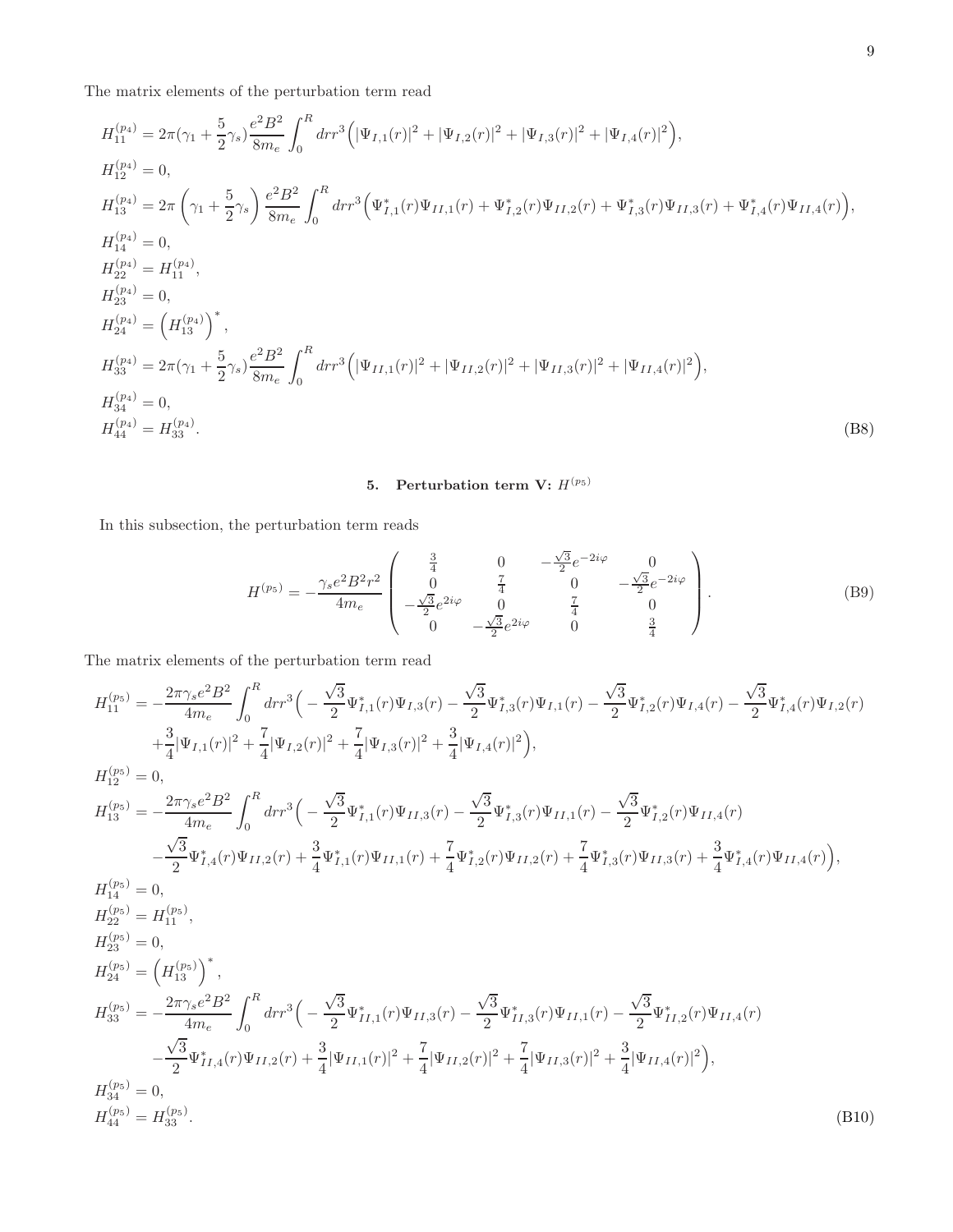The matrix elements of the perturbation term read

$$
\begin{aligned}
H_{11}^{(p_4)} &= 2\pi(\gamma_1 + \frac{5}{2}\gamma_s)\frac{e^2B^2}{8m_e}\int_0^R drr^3\Big(|\Psi_{I,1}(r)|^2 + |\Psi_{I,2}(r)|^2 + |\Psi_{I,3}(r)|^2 + |\Psi_{I,4}(r)|^2\Big),\\
H_{12}^{(p_4)} &= 0,\\
H_{13}^{(p_4)} &= 2\pi\left(\gamma_1 + \frac{5}{2}\gamma_s\right)\frac{e^2B^2}{8m_e}\int_0^R drr^3\Big(\Psi_{I,1}^*(r)\Psi_{II,1}(r) + \Psi_{I,2}^*(r)\Psi_{II,2}(r) + \Psi_{I,3}^*(r)\Psi_{II,3}(r) + \Psi_{I,4}^*(r)\Psi_{II,4}(r)\Big),\\
H_{14}^{(p_4)} &= 0,\\
H_{22}^{(p_4)} &= H_{11}^{(p_4)},\\
H_{23}^{(p_4)} &= 0,\\
H_{24}^{(p_4)} &= \left(H_{13}^{(p_4)}\right)^*,\\
H_{33}^{(p_4)} &= 2\pi(\gamma_1 + \frac{5}{2}\gamma_s)\frac{e^2B^2}{8m_e}\int_0^R drr^3\Big(|\Psi_{II,1}(r)|^2 + |\Psi_{II,2}(r)|^2 + |\Psi_{II,3}(r)|^2 + |\Psi_{II,4}(r)|^2\Big),\\
H_{34}^{(p_4)} &= 0,\\
H_{44}^{(p_4)} &= H_{33}^{(p_4)}.
\end{aligned}
\tag{B8}
$$

### 5. Perturbation term V: $H^{(p_5)}$

In this subsection, the perturbation term reads

$$
H^{(p_5)} = -\frac{\gamma_s e^2B^2r^2}{4m_e}\begin{pmatrix} \frac{3}{4} & 0 & -\frac{\sqrt{3}}{2}e^{-2i\varphi} & 0\\ 0 & \frac{7}{4} & 0 & -\frac{\sqrt{3}}{2}e^{-2i\varphi}\\ -\frac{\sqrt{3}}{2}e^{2i\varphi} & 0 & \frac{7}{4} & 0\\ 0 & -\frac{\sqrt{3}}{2}e^{2i\varphi} & 0 & \frac{3}{4}\end{pmatrix}.
\tag{B9}
$$

The matrix elements of the perturbation term read

$$
\begin{aligned}
H_{11}^{(p_5)} &= -\frac{2\pi\gamma_s e^2B^2}{4m_e}\int_0^R drr^3\Big(-\frac{\sqrt{3}}{2}\Psi_{I,1}^*(r)\Psi_{I,3}(r) - \frac{\sqrt{3}}{2}\Psi_{I,3}^*(r)\Psi_{I,1}(r) - \frac{\sqrt{3}}{2}\Psi_{I,2}^*(r)\Psi_{I,4}(r) - \frac{\sqrt{3}}{2}\Psi_{I,4}^*(r)\Psi_{I,2}(r)\\
&\quad + \frac{3}{4}|\Psi_{I,1}(r)|^2 + \frac{7}{4}|\Psi_{I,2}(r)|^2 + \frac{7}{4}|\Psi_{I,3}(r)|^2 + \frac{3}{4}|\Psi_{I,4}(r)|^2\Big),\\
H_{12}^{(p_5)} &= 0,\\
H_{13}^{(p_5)} &= -\frac{2\pi\gamma_s e^2B^2}{4m_e}\int_0^R drr^3\Big(-\frac{\sqrt{3}}{2}\Psi_{I,1}^*(r)\Psi_{II,3}(r) - \frac{\sqrt{3}}{2}\Psi_{I,3}^*(r)\Psi_{II,1}(r) - \frac{\sqrt{3}}{2}\Psi_{I,2}^*(r)\Psi_{II,4}(r)\\
&\quad - \frac{\sqrt{3}}{2}\Psi_{I,4}^*(r)\Psi_{II,2}(r) + \frac{3}{4}\Psi_{I,1}^*(r)\Psi_{II,1}(r) + \frac{7}{4}\Psi_{I,2}^*(r)\Psi_{II,2}(r) + \frac{7}{4}\Psi_{I,3}^*(r)\Psi_{II,3}(r) + \frac{3}{4}\Psi_{I,4}^*(r)\Psi_{II,4}(r)\Big),\\
H_{14}^{(p_5)} &= 0,\\
H_{22}^{(p_5)} &= H_{11}^{(p_5)},\\
H_{23}^{(p_5)} &= 0,\\
H_{24}^{(p_5)} &= \left(H_{13}^{(p_5)}\right)^*,\\
H_{33}^{(p_5)} &= -\frac{2\pi\gamma_s e^2B^2}{4m_e}\int_0^R drr^3\Big(-\frac{\sqrt{3}}{2}\Psi_{II,1}^*(r)\Psi_{II,3}(r) - \frac{\sqrt{3}}{2}\Psi_{II,3}^*(r)\Psi_{II,1}(r) - \frac{\sqrt{3}}{2}\Psi_{II,2}^*(r)\Psi_{II,4}(r)\\
&\quad - \frac{\sqrt{3}}{2}\Psi_{II,4}^*(r)\Psi_{II,2}(r) + \frac{3}{4}|\Psi_{II,1}(r)|^2 + \frac{7}{4}|\Psi_{II,2}(r)|^2 + \frac{7}{4}|\Psi_{II,3}(r)|^2 + \frac{3}{4}|\Psi_{II,4}(r)|^2\Big),\\
H_{34}^{(p_5)} &= 0,\\
H_{44}^{(p_5)} &= H_{33}^{(p_5)}.
\end{aligned}
\tag{B10}
$$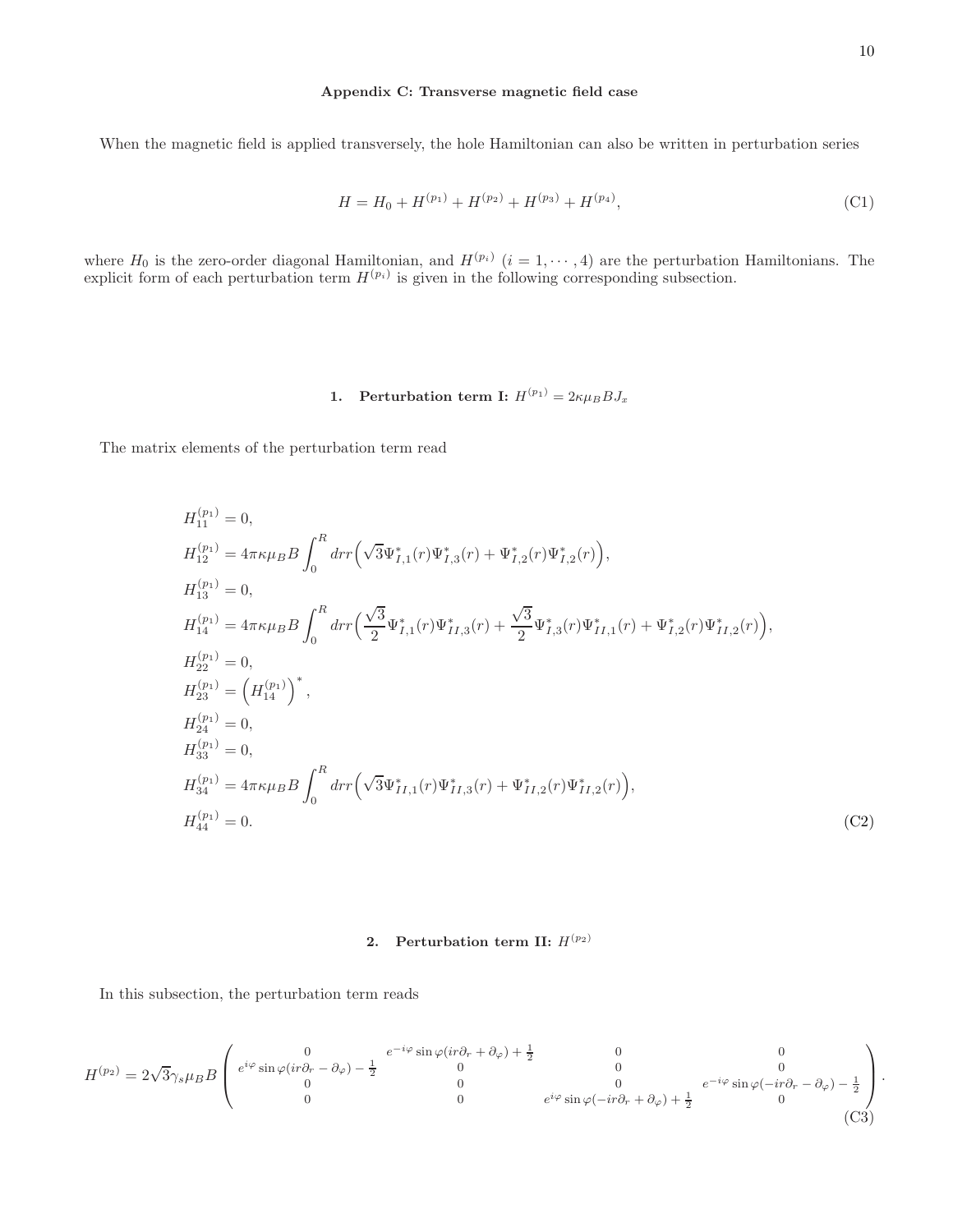### Appendix C: Transverse magnetic field case

When the magnetic field is applied transversely, the hole Hamiltonian can also be written in perturbation series

$$H = H_0 + H^{(p_1)} + H^{(p_2)} + H^{(p_3)} + H^{(p_4)}, \tag{C1}$$

where $H_0$ is the zero-order diagonal Hamiltonian, and $H^{(p_i)}$ $(i = 1, \cdots, 4)$ are the perturbation Hamiltonians. The explicit form of each perturbation term $H^{(p_i)}$ is given in the following corresponding subsection.

#### 1. Perturbation term I: $H^{(p_1)} = 2\kappa\mu_B B J_x$

The matrix elements of the perturbation term read

$$\begin{aligned}
H_{11}^{(p_1)} &= 0,\\
H_{12}^{(p_1)} &= 4\pi\kappa\mu_B B \int_0^R drr\Big(\sqrt{3}\Psi_{I,1}^*(r)\Psi_{I,3}^*(r) + \Psi_{I,2}^*(r)\Psi_{I,2}^*(r)\Big),\\
H_{13}^{(p_1)} &= 0,\\
H_{14}^{(p_1)} &= 4\pi\kappa\mu_B B \int_0^R drr\Big(\frac{\sqrt{3}}{2}\Psi_{I,1}^*(r)\Psi_{II,3}^*(r) + \frac{\sqrt{3}}{2}\Psi_{I,3}^*(r)\Psi_{II,1}^*(r) + \Psi_{I,2}^*(r)\Psi_{II,2}^*(r)\Big),\\
H_{22}^{(p_1)} &= 0,\\
H_{23}^{(p_1)} &= \left(H_{14}^{(p_1)}\right)^*,\\
H_{24}^{(p_1)} &= 0,\\
H_{33}^{(p_1)} &= 0,\\
H_{34}^{(p_1)} &= 4\pi\kappa\mu_B B \int_0^R drr\Big(\sqrt{3}\Psi_{II,1}^*(r)\Psi_{II,3}^*(r) + \Psi_{II,2}^*(r)\Psi_{II,2}^*(r)\Big),\\
H_{44}^{(p_1)} &= 0.
\end{aligned} \tag{C2}$$

#### 2. Perturbation term II: $H^{(p_2)}$

In this subsection, the perturbation term reads

$$H^{(p_2)} = 2\sqrt{3}\gamma_s\mu_B B \begin{pmatrix} 0 & e^{-i\varphi}\sin\varphi(ir\partial_r + \partial_\varphi) + \frac{1}{2} & 0 & 0 \\ e^{i\varphi}\sin\varphi(ir\partial_r - \partial_\varphi) - \frac{1}{2} & 0 & 0 & 0 \\ 0 & 0 & 0 & e^{-i\varphi}\sin\varphi(-ir\partial_r - \partial_\varphi) - \frac{1}{2} \\ 0 & 0 & e^{i\varphi}\sin\varphi(-ir\partial_r + \partial_\varphi) + \frac{1}{2} & 0 \end{pmatrix}. \tag{C3}$$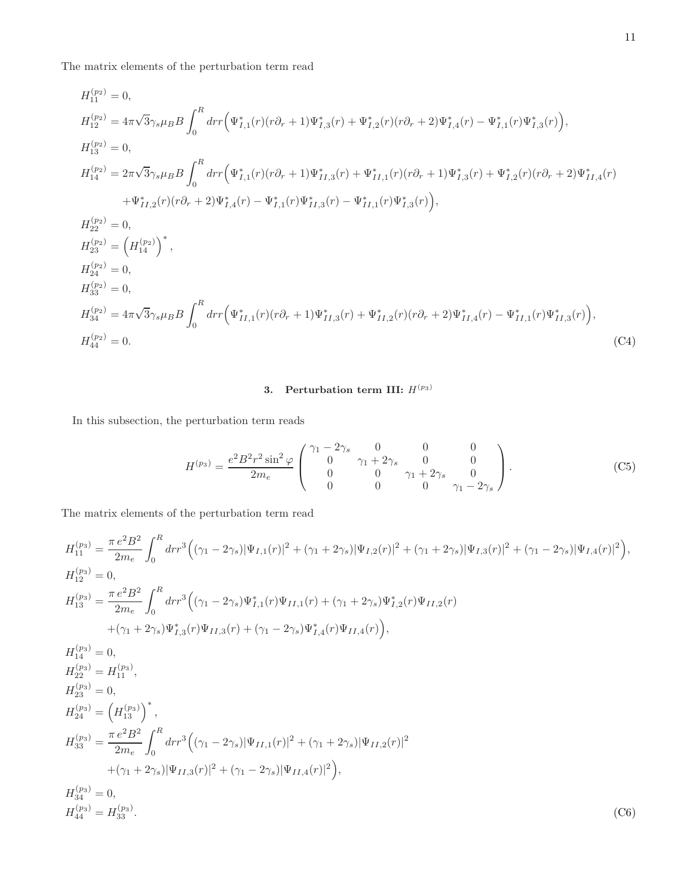The matrix elements of the perturbation term read

$$
\begin{aligned}
H_{11}^{(p_2)} &= 0, \\
H_{12}^{(p_2)} &= 4\pi\sqrt{3}\gamma_s\mu_B B \int_0^R drr \Big( \Psi_{I,1}^*(r)(r\partial_r + 1)\Psi_{I,3}^*(r) + \Psi_{I,2}^*(r)(r\partial_r + 2)\Psi_{I,4}^*(r) - \Psi_{I,1}^*(r)\Psi_{I,3}^*(r) \Big), \\
H_{13}^{(p_2)} &= 0, \\
H_{14}^{(p_2)} &= 2\pi\sqrt{3}\gamma_s\mu_B B \int_0^R drr \Big( \Psi_{I,1}^*(r)(r\partial_r + 1)\Psi_{II,3}^*(r) + \Psi_{II,1}^*(r)(r\partial_r + 1)\Psi_{I,3}^*(r) + \Psi_{I,2}^*(r)(r\partial_r + 2)\Psi_{II,4}^*(r) \\
&\quad + \Psi_{II,2}^*(r)(r\partial_r + 2)\Psi_{I,4}^*(r) - \Psi_{I,1}^*(r)\Psi_{II,3}^*(r) - \Psi_{II,1}^*(r)\Psi_{I,3}^*(r) \Big), \\
H_{22}^{(p_2)} &= 0, \\
H_{23}^{(p_2)} &= \left( H_{14}^{(p_2)} \right)^*, \\
H_{24}^{(p_2)} &= 0, \\
H_{33}^{(p_2)} &= 0, \\
H_{34}^{(p_2)} &= 4\pi\sqrt{3}\gamma_s\mu_B B \int_0^R drr \Big( \Psi_{II,1}^*(r)(r\partial_r + 1)\Psi_{II,3}^*(r) + \Psi_{II,2}^*(r)(r\partial_r + 2)\Psi_{II,4}^*(r) - \Psi_{II,1}^*(r)\Psi_{II,3}^*(r) \Big), \\
H_{44}^{(p_2)} &= 0.
\end{aligned}
\tag{C4}
$$

### 3. Perturbation term III: $H^{(p_3)}$

In this subsection, the perturbation term reads

$$
H^{(p_3)} = \frac{e^2 B^2 r^2 \sin^2\varphi}{2m_e} \begin{pmatrix} \gamma_1 - 2\gamma_s & 0 & 0 & 0 \\ 0 & \gamma_1 + 2\gamma_s & 0 & 0 \\ 0 & 0 & \gamma_1 + 2\gamma_s & 0 \\ 0 & 0 & 0 & \gamma_1 - 2\gamma_s \end{pmatrix}.
\tag{C5}
$$

The matrix elements of the perturbation term read

$$
\begin{aligned}
H_{11}^{(p_3)} &= \frac{\pi e^2 B^2}{2m_e} \int_0^R drr^3 \Big( (\gamma_1 - 2\gamma_s)|\Psi_{I,1}(r)|^2 + (\gamma_1 + 2\gamma_s)|\Psi_{I,2}(r)|^2 + (\gamma_1 + 2\gamma_s)|\Psi_{I,3}(r)|^2 + (\gamma_1 - 2\gamma_s)|\Psi_{I,4}(r)|^2 \Big), \\
H_{12}^{(p_3)} &= 0, \\
H_{13}^{(p_3)} &= \frac{\pi e^2 B^2}{2m_e} \int_0^R drr^3 \Big( (\gamma_1 - 2\gamma_s)\Psi_{I,1}^*(r)\Psi_{II,1}(r) + (\gamma_1 + 2\gamma_s)\Psi_{I,2}^*(r)\Psi_{II,2}(r) \\
&\quad + (\gamma_1 + 2\gamma_s)\Psi_{I,3}^*(r)\Psi_{II,3}(r) + (\gamma_1 - 2\gamma_s)\Psi_{I,4}^*(r)\Psi_{II,4}(r) \Big), \\
H_{14}^{(p_3)} &= 0, \\
H_{22}^{(p_3)} &= H_{11}^{(p_3)}, \\
H_{23}^{(p_3)} &= 0, \\
H_{24}^{(p_3)} &= \left( H_{13}^{(p_3)} \right)^*, \\
H_{33}^{(p_3)} &= \frac{\pi e^2 B^2}{2m_e} \int_0^R drr^3 \Big( (\gamma_1 - 2\gamma_s)|\Psi_{II,1}(r)|^2 + (\gamma_1 + 2\gamma_s)|\Psi_{II,2}(r)|^2 \\
&\quad + (\gamma_1 + 2\gamma_s)|\Psi_{II,3}(r)|^2 + (\gamma_1 - 2\gamma_s)|\Psi_{II,4}(r)|^2 \Big), \\
H_{34}^{(p_3)} &= 0, \\
H_{44}^{(p_3)} &= H_{33}^{(p_3)}.
\end{aligned}
\tag{C6}
$$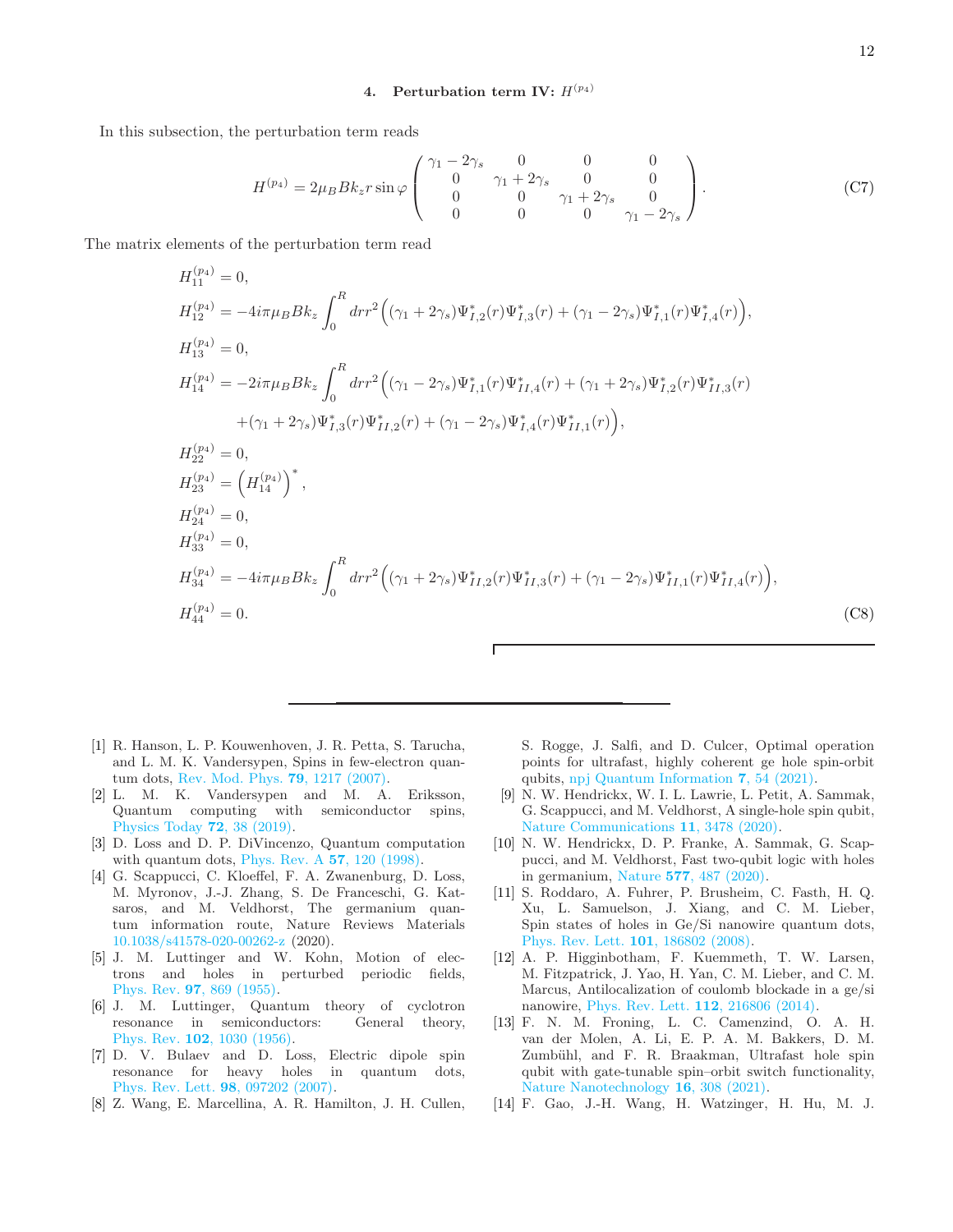#### 4. Perturbation term IV: $H^{(p_4)}$

In this subsection, the perturbation term reads

$$
H^{(p_4)} = 2\mu_B B k_z r \sin\varphi \begin{pmatrix} \gamma_1 - 2\gamma_s & 0 & 0 & 0 \\ 0 & \gamma_1 + 2\gamma_s & 0 & 0 \\ 0 & 0 & \gamma_1 + 2\gamma_s & 0 \\ 0 & 0 & 0 & \gamma_1 - 2\gamma_s \end{pmatrix}. \tag{C7}
$$

The matrix elements of the perturbation term read

$$
\begin{aligned}
&H_{11}^{(p_4)} = 0, \\
&H_{12}^{(p_4)} = -4i\pi\mu_B B k_z \int_0^R dr r^2 \Big( (\gamma_1 + 2\gamma_s)\Psi_{I,2}^*(r)\Psi_{I,3}^*(r) + (\gamma_1 - 2\gamma_s)\Psi_{I,1}^*(r)\Psi_{I,4}^*(r) \Big), \\
&H_{13}^{(p_4)} = 0, \\
&H_{14}^{(p_4)} = -2i\pi\mu_B B k_z \int_0^R dr r^2 \Big( (\gamma_1 - 2\gamma_s)\Psi_{I,1}^*(r)\Psi_{II,4}^*(r) + (\gamma_1 + 2\gamma_s)\Psi_{I,2}^*(r)\Psi_{II,3}^*(r) \\
&\qquad + (\gamma_1 + 2\gamma_s)\Psi_{I,3}^*(r)\Psi_{II,2}^*(r) + (\gamma_1 - 2\gamma_s)\Psi_{I,4}^*(r)\Psi_{II,1}^*(r) \Big), \\
&H_{22}^{(p_4)} = 0, \\
&H_{23}^{(p_4)} = \left(H_{14}^{(p_4)}\right)^*, \\
&H_{24}^{(p_4)} = 0, \\
&H_{33}^{(p_4)} = 0, \\
&H_{34}^{(p_4)} = -4i\pi\mu_B B k_z \int_0^R dr r^2 \Big( (\gamma_1 + 2\gamma_s)\Psi_{II,2}^*(r)\Psi_{II,3}^*(r) + (\gamma_1 - 2\gamma_s)\Psi_{II,1}^*(r)\Psi_{II,4}^*(r) \Big), \\
&H_{44}^{(p_4)} = 0.
\end{aligned} \tag{C8}
$$

---

[1] R. Hanson, L. P. Kouwenhoven, J. R. Petta, S. Tarucha, and L. M. K. Vandersypen, Spins in few-electron quantum dots, Rev. Mod. Phys. **79**, 1217 (2007).

[2] L. M. K. Vandersypen and M. A. Eriksson, Quantum computing with semiconductor spins, Physics Today **72**, 38 (2019).

[3] D. Loss and D. P. DiVincenzo, Quantum computation with quantum dots, Phys. Rev. A **57**, 120 (1998).

[4] G. Scappucci, C. Kloeffel, F. A. Zwanenburg, D. Loss, M. Myronov, J.-J. Zhang, S. De Franceschi, G. Katsaros, and M. Veldhorst, The germanium quantum information route, Nature Reviews Materials 10.1038/s41578-020-00262-z (2020).

[5] J. M. Luttinger and W. Kohn, Motion of electrons and holes in perturbed periodic fields, Phys. Rev. **97**, 869 (1955).

[6] J. M. Luttinger, Quantum theory of cyclotron resonance in semiconductors: General theory, Phys. Rev. **102**, 1030 (1956).

[7] D. V. Bulaev and D. Loss, Electric dipole spin resonance for heavy holes in quantum dots, Phys. Rev. Lett. **98**, 097202 (2007).

[8] Z. Wang, E. Marcellina, A. R. Hamilton, J. H. Cullen, S. Rogge, J. Salfi, and D. Culcer, Optimal operation points for ultrafast, highly coherent ge hole spin-orbit qubits, npj Quantum Information **7**, 54 (2021).

[9] N. W. Hendrickx, W. I. L. Lawrie, L. Petit, A. Sammak, G. Scappucci, and M. Veldhorst, A single-hole spin qubit, Nature Communications **11**, 3478 (2020).

[10] N. W. Hendrickx, D. P. Franke, A. Sammak, G. Scappucci, and M. Veldhorst, Fast two-qubit logic with holes in germanium, Nature **577**, 487 (2020).

[11] S. Roddaro, A. Fuhrer, P. Brusheim, C. Fasth, H. Q. Xu, L. Samuelson, J. Xiang, and C. M. Lieber, Spin states of holes in Ge/Si nanowire quantum dots, Phys. Rev. Lett. **101**, 186802 (2008).

[12] A. P. Higginbotham, F. Kuemmeth, T. W. Larsen, M. Fitzpatrick, J. Yao, H. Yan, C. M. Lieber, and C. M. Marcus, Antilocalization of coulomb blockade in a ge/si nanowire, Phys. Rev. Lett. **112**, 216806 (2014).

[13] F. N. M. Froning, L. C. Camenzind, O. A. H. van der Molen, A. Li, E. P. A. M. Bakkers, D. M. Zumbühl, and F. R. Braakman, Ultrafast hole spin qubit with gate-tunable spin–orbit switch functionality, Nature Nanotechnology **16**, 308 (2021).

[14] F. Gao, J.-H. Wang, H. Watzinger, H. Hu, M. J.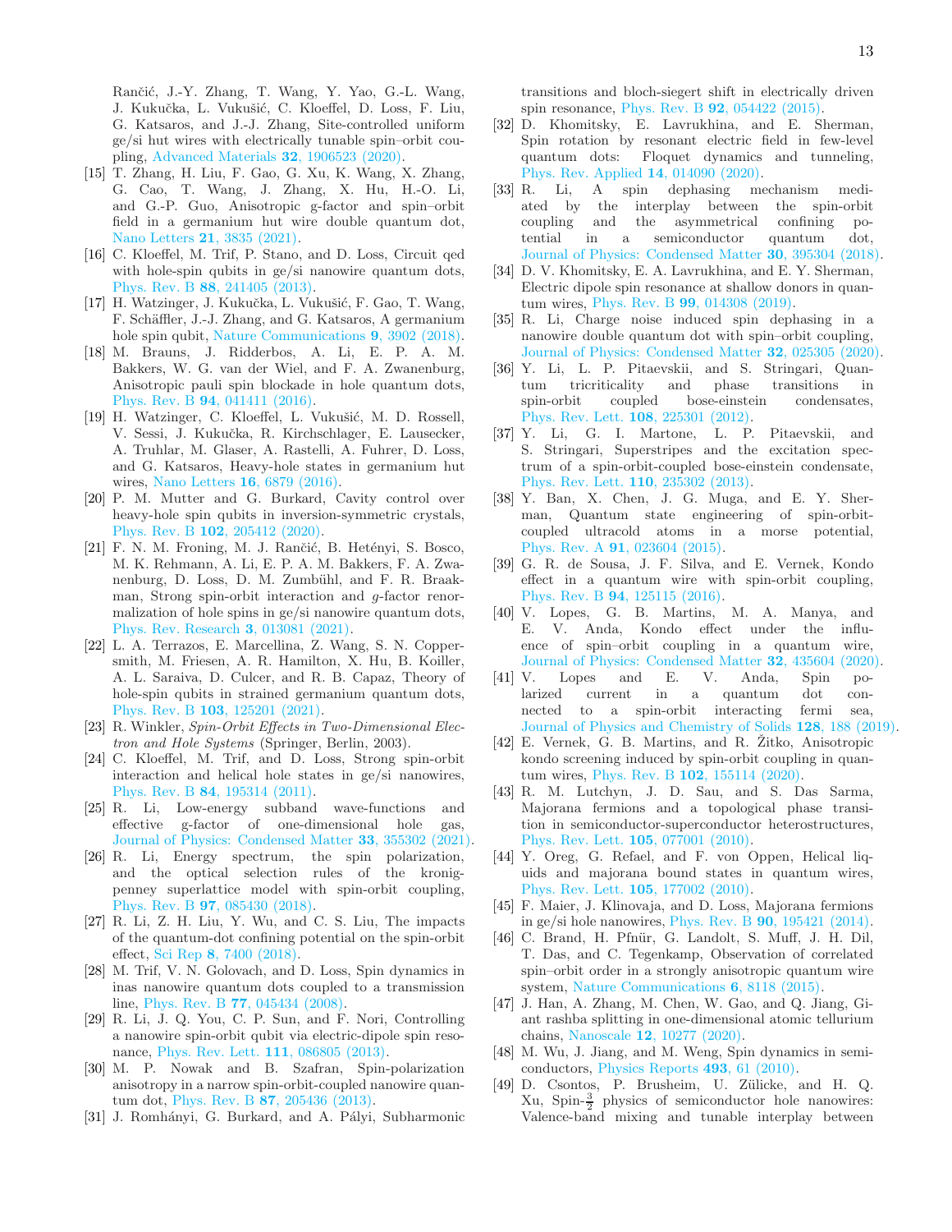Rančić, J.-Y. Zhang, T. Wang, Y. Yao, G.-L. Wang, J. Kukučka, L. Vukušić, C. Kloeffel, D. Loss, F. Liu, G. Katsaros, and J.-J. Zhang, Site-controlled uniform ge/si hut wires with electrically tunable spin–orbit coupling, Advanced Materials **32**, 1906523 (2020).

[15] T. Zhang, H. Liu, F. Gao, G. Xu, K. Wang, X. Zhang, G. Cao, T. Wang, J. Zhang, X. Hu, H.-O. Li, and G.-P. Guo, Anisotropic g-factor and spin–orbit field in a germanium hut wire double quantum dot, Nano Letters **21**, 3835 (2021).

[16] C. Kloeffel, M. Trif, P. Stano, and D. Loss, Circuit qed with hole-spin qubits in ge/si nanowire quantum dots, Phys. Rev. B **88**, 241405 (2013).

[17] H. Watzinger, J. Kukučka, L. Vukušić, F. Gao, T. Wang, F. Schäffler, J.-J. Zhang, and G. Katsaros, A germanium hole spin qubit, Nature Communications **9**, 3902 (2018).

[18] M. Brauns, J. Ridderbos, A. Li, E. P. A. M. Bakkers, W. G. van der Wiel, and F. A. Zwanenburg, Anisotropic pauli spin blockade in hole quantum dots, Phys. Rev. B **94**, 041411 (2016).

[19] H. Watzinger, C. Kloeffel, L. Vukušić, M. D. Rossell, V. Sessi, J. Kukučka, R. Kirchschlager, E. Lausecker, A. Truhlar, M. Glaser, A. Rastelli, A. Fuhrer, D. Loss, and G. Katsaros, Heavy-hole states in germanium hut wires, Nano Letters **16**, 6879 (2016).

[20] P. M. Mutter and G. Burkard, Cavity control over heavy-hole spin qubits in inversion-symmetric crystals, Phys. Rev. B **102**, 205412 (2020).

[21] F. N. M. Froning, M. J. Rančić, B. Hetényi, S. Bosco, M. K. Rehmann, A. Li, E. P. A. M. Bakkers, F. A. Zwanenburg, D. Loss, D. M. Zumbühl, and F. R. Braakman, Strong spin-orbit interaction and $g$-factor renormalization of hole spins in ge/si nanowire quantum dots, Phys. Rev. Research **3**, 013081 (2021).

[22] L. A. Terrazos, E. Marcellina, Z. Wang, S. N. Coppersmith, M. Friesen, A. R. Hamilton, X. Hu, B. Koiller, A. L. Saraiva, D. Culcer, and R. B. Capaz, Theory of hole-spin qubits in strained germanium quantum dots, Phys. Rev. B **103**, 125201 (2021).

[23] R. Winkler, *Spin-Orbit Effects in Two-Dimensional Electron and Hole Systems* (Springer, Berlin, 2003).

[24] C. Kloeffel, M. Trif, and D. Loss, Strong spin-orbit interaction and helical hole states in ge/si nanowires, Phys. Rev. B **84**, 195314 (2011).

[25] R. Li, Low-energy subband wave-functions and effective g-factor of one-dimensional hole gas, Journal of Physics: Condensed Matter **33**, 355302 (2021).

[26] R. Li, Energy spectrum, the spin polarization, and the optical selection rules of the kronig-penney superlattice model with spin-orbit coupling, Phys. Rev. B **97**, 085430 (2018).

[27] R. Li, Z. H. Liu, Y. Wu, and C. S. Liu, The impacts of the quantum-dot confining potential on the spin-orbit effect, Sci Rep **8**, 7400 (2018).

[28] M. Trif, V. N. Golovach, and D. Loss, Spin dynamics in inas nanowire quantum dots coupled to a transmission line, Phys. Rev. B **77**, 045434 (2008).

[29] R. Li, J. Q. You, C. P. Sun, and F. Nori, Controlling a nanowire spin-orbit qubit via electric-dipole spin resonance, Phys. Rev. Lett. **111**, 086805 (2013).

[30] M. P. Nowak and B. Szafran, Spin-polarization anisotropy in a narrow spin-orbit-coupled nanowire quantum dot, Phys. Rev. B **87**, 205436 (2013).

[31] J. Romhányi, G. Burkard, and A. Pályi, Subharmonic transitions and bloch-siegert shift in electrically driven spin resonance, Phys. Rev. B **92**, 054422 (2015).

[32] D. Khomitsky, E. Lavrukhina, and E. Sherman, Spin rotation by resonant electric field in few-level quantum dots: Floquet dynamics and tunneling, Phys. Rev. Applied **14**, 014090 (2020).

[33] R. Li, A spin dephasing mechanism mediated by the interplay between the spin-orbit coupling and the asymmetrical confining potential in a semiconductor quantum dot, Journal of Physics: Condensed Matter **30**, 395304 (2018).

[34] D. V. Khomitsky, E. A. Lavrukhina, and E. Y. Sherman, Electric dipole spin resonance at shallow donors in quantum wires, Phys. Rev. B **99**, 014308 (2019).

[35] R. Li, Charge noise induced spin dephasing in a nanowire double quantum dot with spin–orbit coupling, Journal of Physics: Condensed Matter **32**, 025305 (2020).

[36] Y. Li, L. P. Pitaevskii, and S. Stringari, Quantum tricriticality and phase transitions in spin-orbit coupled bose-einstein condensates, Phys. Rev. Lett. **108**, 225301 (2012).

[37] Y. Li, G. I. Martone, L. P. Pitaevskii, and S. Stringari, Superstripes and the excitation spectrum of a spin-orbit-coupled bose-einstein condensate, Phys. Rev. Lett. **110**, 235302 (2013).

[38] Y. Ban, X. Chen, J. G. Muga, and E. Y. Sherman, Quantum state engineering of spin-orbit-coupled ultracold atoms in a morse potential, Phys. Rev. A **91**, 023604 (2015).

[39] G. R. de Sousa, J. F. Silva, and E. Vernek, Kondo effect in a quantum wire with spin-orbit coupling, Phys. Rev. B **94**, 125115 (2016).

[40] V. Lopes, G. B. Martins, M. A. Manya, and E. V. Anda, Kondo effect under the influence of spin–orbit coupling in a quantum wire, Journal of Physics: Condensed Matter **32**, 435604 (2020).

[41] V. Lopes and E. V. Anda, Spin polarized current in a quantum dot connected to a spin-orbit interacting fermi sea, Journal of Physics and Chemistry of Solids **128**, 188 (2019).

[42] E. Vernek, G. B. Martins, and R. Žitko, Anisotropic kondo screening induced by spin-orbit coupling in quantum wires, Phys. Rev. B **102**, 155114 (2020).

[43] R. M. Lutchyn, J. D. Sau, and S. Das Sarma, Majorana fermions and a topological phase transition in semiconductor-superconductor heterostructures, Phys. Rev. Lett. **105**, 077001 (2010).

[44] Y. Oreg, G. Refael, and F. von Oppen, Helical liquids and majorana bound states in quantum wires, Phys. Rev. Lett. **105**, 177002 (2010).

[45] F. Maier, J. Klinovaja, and D. Loss, Majorana fermions in ge/si hole nanowires, Phys. Rev. B **90**, 195421 (2014).

[46] C. Brand, H. Pfnür, G. Landolt, S. Muff, J. H. Dil, T. Das, and C. Tegenkamp, Observation of correlated spin–orbit order in a strongly anisotropic quantum wire system, Nature Communications **6**, 8118 (2015).

[47] J. Han, A. Zhang, M. Chen, W. Gao, and Q. Jiang, Giant rashba splitting in one-dimensional atomic tellurium chains, Nanoscale **12**, 10277 (2020).

[48] M. Wu, J. Jiang, and M. Weng, Spin dynamics in semiconductors, Physics Reports **493**, 61 (2010).

[49] D. Csontos, P. Brusheim, U. Zülicke, and H. Q. Xu, Spin-$\frac{3}{2}$ physics of semiconductor hole nanowires: Valence-band mixing and tunable interplay between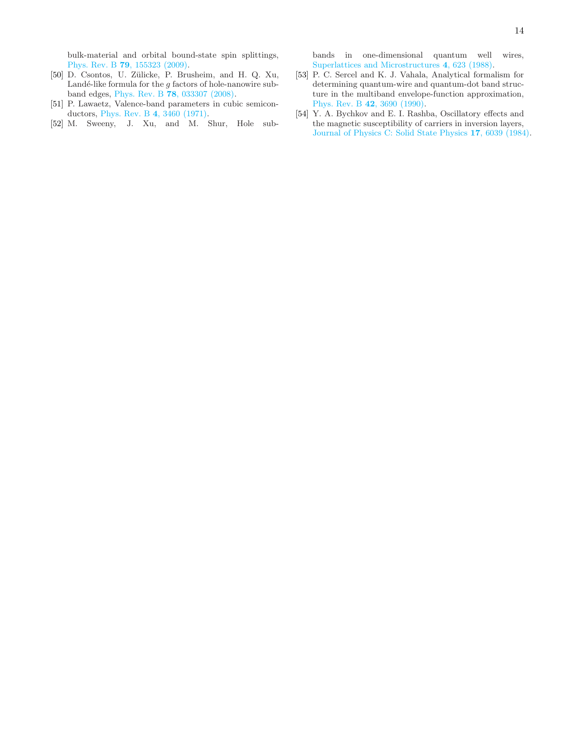bulk-material and orbital bound-state spin splittings, Phys. Rev. B **79**, 155323 (2009).

[50] D. Csontos, U. Zülicke, P. Brusheim, and H. Q. Xu, Landé-like formula for the $g$ factors of hole-nanowire subband edges, Phys. Rev. B **78**, 033307 (2008).

[51] P. Lawaetz, Valence-band parameters in cubic semiconductors, Phys. Rev. B **4**, 3460 (1971).

[52] M. Sweeny, J. Xu, and M. Shur, Hole subbands in one-dimensional quantum well wires, Superlattices and Microstructures **4**, 623 (1988).

[53] P. C. Sercel and K. J. Vahala, Analytical formalism for determining quantum-wire and quantum-dot band structure in the multiband envelope-function approximation, Phys. Rev. B **42**, 3690 (1990).

[54] Y. A. Bychkov and E. I. Rashba, Oscillatory effects and the magnetic susceptibility of carriers in inversion layers, Journal of Physics C: Solid State Physics **17**, 6039 (1984).